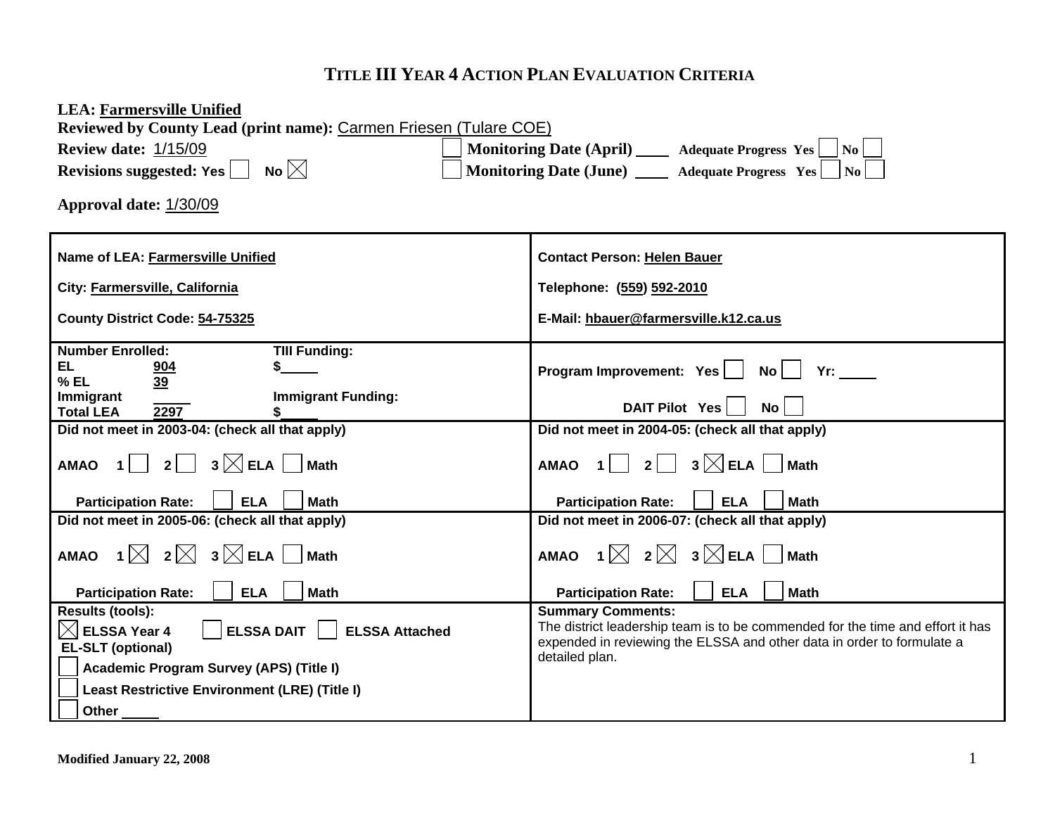# TITLE III YEAR 4 ACTION PLAN EVALUATION CRITERIA

**LEA:** **Farmersville Unified**

**Reviewed by County Lead (print name):** Carmen Friesen (Tulare COE)

**Review date:** 1/15/09

**Revisions suggested:** Yes ☐ No ☒

☐ **Monitoring Date (April)** ____ Adequate Progress Yes ☐ No ☐

☐ **Monitoring Date (June)** ____ Adequate Progress Yes ☐ No ☐

**Approval date:** 1/30/09

| | |
|---|---|
| **Name of LEA:** **Farmersville Unified**<br><br>**City:** **Farmersville, California**<br><br>**County District Code:** **54-75325** | **Contact Person:** **Helen Bauer**<br><br>**Telephone:** (559) 592-2010<br><br>**E-Mail:** **hbauer@farmersville.k12.ca.us** |
| **Number Enrolled:**<br>**EL** 904<br>**% EL** 39<br>**Immigrant** ____<br>**Total LEA** 2297<br><br>**TIII Funding:** $____<br>**Immigrant Funding:** $____ | **Program Improvement:** Yes ☐ No ☐ Yr: ____<br><br>**DAIT Pilot** Yes ☐ No ☐ |
| **Did not meet in 2003-04: (check all that apply)**<br><br>AMAO 1 ☐ 2 ☐ 3 ☒ ELA ☐ Math<br><br>Participation Rate: ☐ ELA ☐ Math | **Did not meet in 2004-05: (check all that apply)**<br><br>AMAO 1 ☐ 2 ☐ 3 ☒ ELA ☐ Math<br><br>Participation Rate: ☐ ELA ☐ Math |
| **Did not meet in 2005-06: (check all that apply)**<br><br>AMAO 1 ☒ 2 ☒ 3 ☒ ELA ☐ Math<br><br>Participation Rate: ☐ ELA ☐ Math | **Did not meet in 2006-07: (check all that apply)**<br><br>AMAO 1 ☒ 2 ☒ 3 ☒ ELA ☐ Math<br><br>Participation Rate: ☐ ELA ☐ Math |
| **Results (tools):**<br>☒ **ELSSA Year 4** ☐ **ELSSA DAIT** ☐ **ELSSA Attached**<br>**EL-SLT (optional)**<br>☐ **Academic Program Survey (APS) (Title I)**<br>☐ **Least Restrictive Environment (LRE) (Title I)**<br>☐ **Other** ____ | **Summary Comments:**<br>The district leadership team is to be commended for the time and effort it has expended in reviewing the ELSSA and other data in order to formulate a detailed plan. |

**Modified January 22, 2008**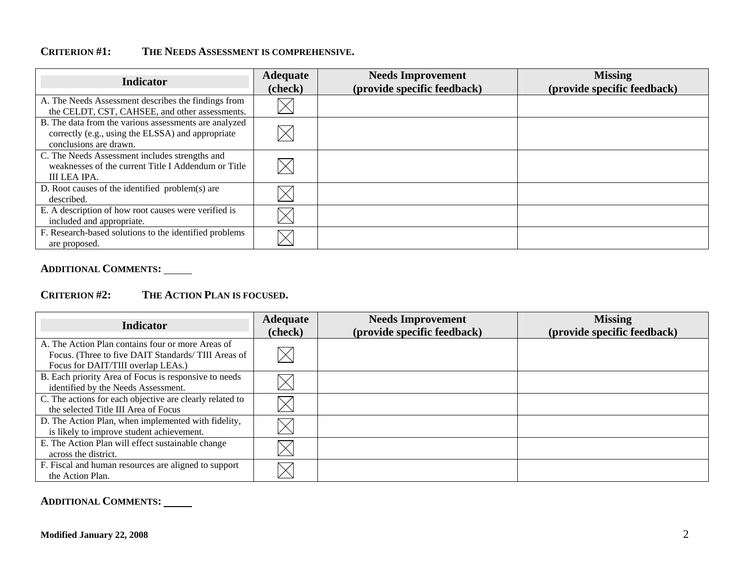**CRITERION #1: THE NEEDS ASSESSMENT IS COMPREHENSIVE.**

| Indicator | Adequate (check) | Needs Improvement (provide specific feedback) | Missing (provide specific feedback) |
|---|---|---|---|
| A. The Needs Assessment describes the findings from the CELDT, CST, CAHSEE, and other assessments. | ☒ | | |
| B. The data from the various assessments are analyzed correctly (e.g., using the ELSSA) and appropriate conclusions are drawn. | ☒ | | |
| C. The Needs Assessment includes strengths and weaknesses of the current Title I Addendum or Title III LEA IPA. | ☒ | | |
| D. Root causes of the identified problem(s) are described. | ☒ | | |
| E. A description of how root causes were verified is included and appropriate. | ☒ | | |
| F. Research-based solutions to the identified problems are proposed. | ☒ | | |

**ADDITIONAL COMMENTS:** ______

**CRITERION #2: THE ACTION PLAN IS FOCUSED.**

| Indicator | Adequate (check) | Needs Improvement (provide specific feedback) | Missing (provide specific feedback) |
|---|---|---|---|
| A. The Action Plan contains four or more Areas of Focus. (Three to five DAIT Standards/ TIII Areas of Focus for DAIT/TIII overlap LEAs.) | ☒ | | |
| B. Each priority Area of Focus is responsive to needs identified by the Needs Assessment. | ☒ | | |
| C. The actions for each objective are clearly related to the selected Title III Area of Focus | ☒ | | |
| D. The Action Plan, when implemented with fidelity, is likely to improve student achievement. | ☒ | | |
| E. The Action Plan will effect sustainable change across the district. | ☒ | | |
| F. Fiscal and human resources are aligned to support the Action Plan. | ☒ | | |

**ADDITIONAL COMMENTS:** ______

**Modified January 22, 2008**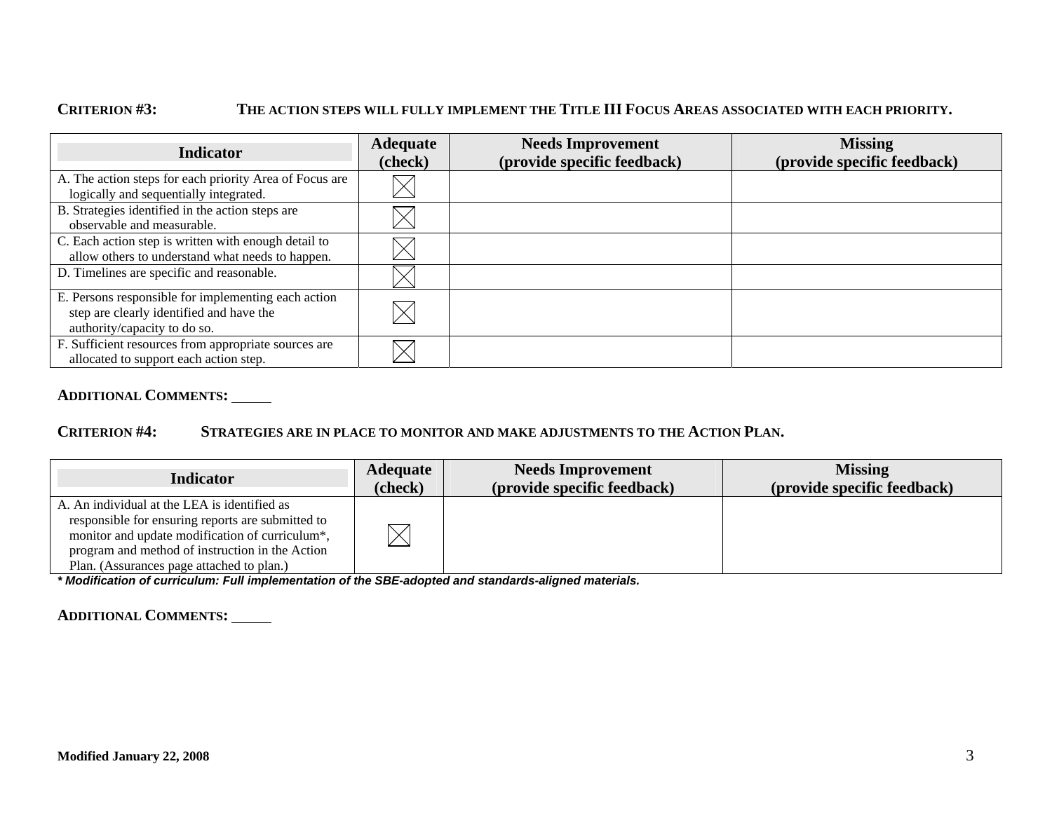**CRITERION #3: THE ACTION STEPS WILL FULLY IMPLEMENT THE TITLE III FOCUS AREAS ASSOCIATED WITH EACH PRIORITY.**

| Indicator | Adequate (check) | Needs Improvement (provide specific feedback) | Missing (provide specific feedback) |
|---|---|---|---|
| A. The action steps for each priority Area of Focus are logically and sequentially integrated. | ☒ | | |
| B. Strategies identified in the action steps are observable and measurable. | ☒ | | |
| C. Each action step is written with enough detail to allow others to understand what needs to happen. | ☒ | | |
| D. Timelines are specific and reasonable. | ☒ | | |
| E. Persons responsible for implementing each action step are clearly identified and have the authority/capacity to do so. | ☒ | | |
| F. Sufficient resources from appropriate sources are allocated to support each action step. | ☒ | | |

**ADDITIONAL COMMENTS:** _____

**CRITERION #4: STRATEGIES ARE IN PLACE TO MONITOR AND MAKE ADJUSTMENTS TO THE ACTION PLAN.**

| Indicator | Adequate (check) | Needs Improvement (provide specific feedback) | Missing (provide specific feedback) |
|---|---|---|---|
| A. An individual at the LEA is identified as responsible for ensuring reports are submitted to monitor and update modification of curriculum*, program and method of instruction in the Action Plan. (Assurances page attached to plan.) | ☒ | | |

***Modification of curriculum: Full implementation of the SBE-adopted and standards-aligned materials.***

**ADDITIONAL COMMENTS:** _____

**Modified January 22, 2008**